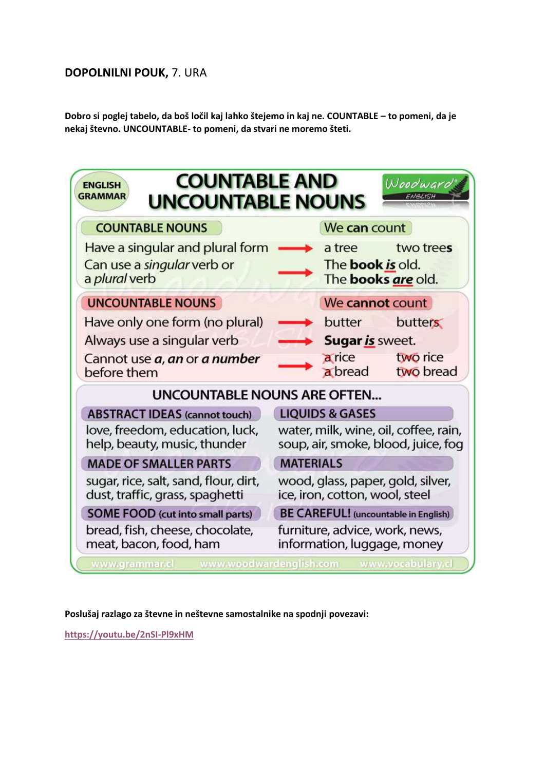**DOPOLNILNI POUK,** 7. URA

**Dobro si poglej tabelo, da boš ločil kaj lahko štejemo in kaj ne. COUNTABLE – to pomeni, da je nekaj števno. UNCOUNTABLE- to pomeni, da stvari ne moremo šteti.**

ENGLISH GRAMMAR

# COUNTABLE AND UNCOUNTABLE NOUNS

Woodward ENGLISH

| COUNTABLE NOUNS | We **can** count |
|---|---|
| Have a singular and plural form → | a tree two **trees** |
| Can use a *singular* verb or a *plural* verb → | The **book** ***is*** old. The **books** ***are*** old. |

| UNCOUNTABLE NOUNS | We **cannot** count |
|---|---|
| Have only one form (no plural) → | butter ~~butters~~ |
| Always use a singular verb → | **Sugar** ***is*** sweet. |
| Cannot use ***a***, ***an*** or ***a number*** before them → | ~~a~~ rice ~~two~~ rice ~~a~~ bread ~~two~~ bread |

## UNCOUNTABLE NOUNS ARE OFTEN...

| ABSTRACT IDEAS (cannot touch) | LIQUIDS & GASES |
|---|---|
| love, freedom, education, luck, help, beauty, music, thunder | water, milk, wine, oil, coffee, rain, soup, air, smoke, blood, juice, fog |

| MADE OF SMALLER PARTS | MATERIALS |
|---|---|
| sugar, rice, salt, sand, flour, dirt, dust, traffic, grass, spaghetti | wood, glass, paper, gold, silver, ice, iron, cotton, wool, steel |

| SOME FOOD (cut into small parts) | BE CAREFUL! (uncountable in English) |
|---|---|
| bread, fish, cheese, chocolate, meat, bacon, food, ham | furniture, advice, work, news, information, luggage, money |

www.grammar.cl www.woodwardenglish.com www.vocabulary.cl

**Poslušaj razlago za števne in neštevne samostalnike na spodnji povezavi:**

https://youtu.be/2nSI-Pl9xHM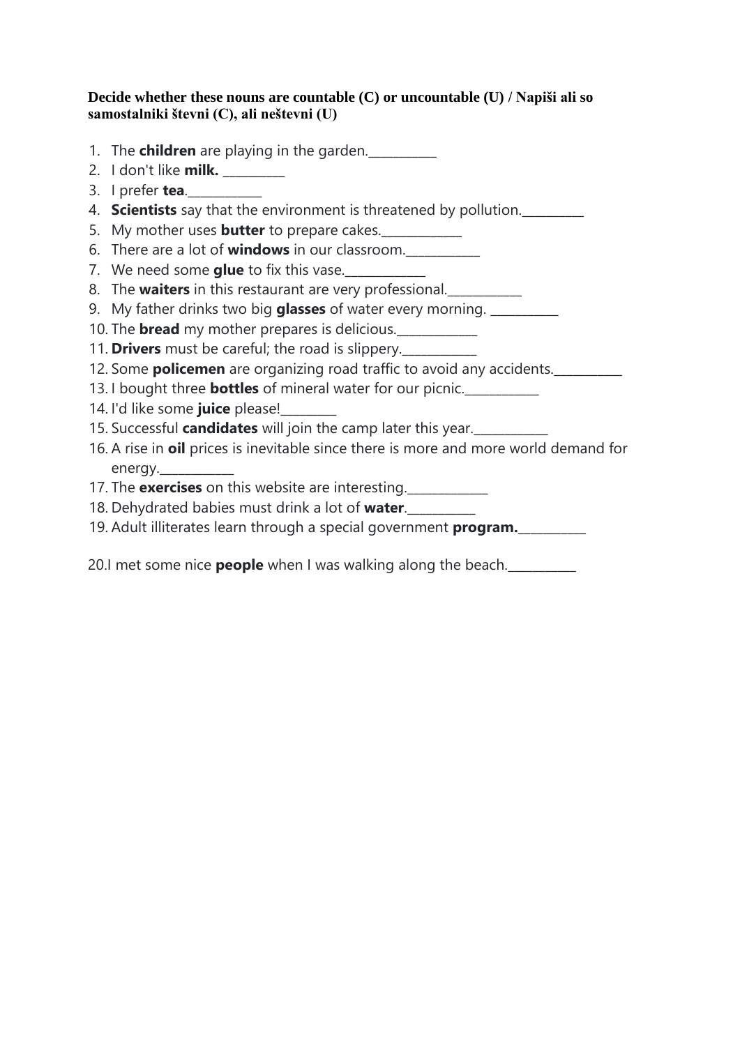**Decide whether these nouns are countable (C) or uncountable (U) / Napiši ali so samostalniki števni (C), ali neštevni (U)**

1. The **children** are playing in the garden.__________
2. I don't like **milk.** _________
3. I prefer **tea**.___________
4. **Scientists** say that the environment is threatened by pollution._________
5. My mother uses **butter** to prepare cakes.____________
6. There are a lot of **windows** in our classroom.___________
7. We need some **glue** to fix this vase.____________
8. The **waiters** in this restaurant are very professional.___________
9. My father drinks two big **glasses** of water every morning. __________
10. The **bread** my mother prepares is delicious.____________
11. **Drivers** must be careful; the road is slippery.___________
12. Some **policemen** are organizing road traffic to avoid any accidents.__________
13. I bought three **bottles** of mineral water for our picnic.___________
14. I'd like some **juice** please!________
15. Successful **candidates** will join the camp later this year.___________
16. A rise in **oil** prices is inevitable since there is more and more world demand for energy.___________
17. The **exercises** on this website are interesting.____________
18. Dehydrated babies must drink a lot of **water**.__________
19. Adult illiterates learn through a special government **program.**__________

20.I met some nice **people** when I was walking along the beach.__________